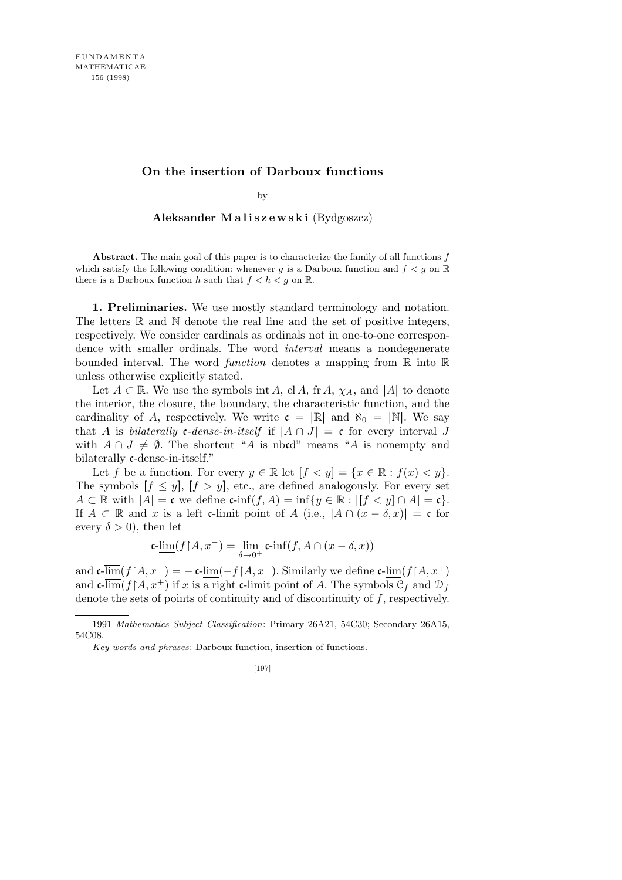# On the insertion of Darboux functions

by

**Aleksander Maliszewski** (Bydgoszcz)

**Abstract.** The main goal of this paper is to characterize the family of all functions $f$ which satisfy the following condition: whenever $g$ is a Darboux function and $f < g$ on $\mathbb{R}$ there is a Darboux function $h$ such that $f < h < g$ on $\mathbb{R}$.

**1. Preliminaries.** We use mostly standard terminology and notation. The letters $\mathbb{R}$ and $\mathbb{N}$ denote the real line and the set of positive integers, respectively. We consider cardinals as ordinals not in one-to-one correspondence with smaller ordinals. The word *interval* means a nondegenerate bounded interval. The word *function* denotes a mapping from $\mathbb{R}$ into $\mathbb{R}$ unless otherwise explicitly stated.

Let $A \subset \mathbb{R}$. We use the symbols $\operatorname{int} A$, $\operatorname{cl} A$, $\operatorname{fr} A$, $\chi_A$, and $|A|$ to denote the interior, the closure, the boundary, the characteristic function, and the cardinality of $A$, respectively. We write $\mathfrak{c} = |\mathbb{R}|$ and $\aleph_0 = |\mathbb{N}|$. We say that $A$ is *bilaterally* $\mathfrak{c}$*-dense-in-itself* if $|A \cap J| = \mathfrak{c}$ for every interval $J$ with $A \cap J \neq \emptyset$. The shortcut "$A$ is nb$\mathfrak{c}$d" means "$A$ is nonempty and bilaterally $\mathfrak{c}$-dense-in-itself."

Let $f$ be a function. For every $y \in \mathbb{R}$ let $[f < y] = \{x \in \mathbb{R} : f(x) < y\}$. The symbols $[f \leq y]$, $[f > y]$, etc., are defined analogously. For every set $A \subset \mathbb{R}$ with $|A| = \mathfrak{c}$ we define $\mathfrak{c}\text{-}\inf(f, A) = \inf\{y \in \mathbb{R} : |[f < y] \cap A| = \mathfrak{c}\}$. If $A \subset \mathbb{R}$ and $x$ is a left $\mathfrak{c}$-limit point of $A$ (i.e., $|A \cap (x - \delta, x)| = \mathfrak{c}$ for every $\delta > 0$), then let

$$\mathfrak{c}\text{-}\underline{\lim}(f{\restriction}A, x^-) = \lim_{\delta \to 0^+} \mathfrak{c}\text{-}\inf(f, A \cap (x - \delta, x))$$

and $\mathfrak{c}\text{-}\overline{\lim}(f{\restriction}A, x^-) = -\,\mathfrak{c}\text{-}\underline{\lim}(-f{\restriction}A, x^-)$. Similarly we define $\mathfrak{c}\text{-}\underline{\lim}(f{\restriction}A, x^+)$ and $\mathfrak{c}\text{-}\overline{\lim}(f{\restriction}A, x^+)$ if $x$ is a right $\mathfrak{c}$-limit point of $A$. The symbols $\mathcal{C}_f$ and $\mathcal{D}_f$ denote the sets of points of continuity and of discontinuity of $f$, respectively.

---

1991 *Mathematics Subject Classification*: Primary 26A21, 54C30; Secondary 26A15, 54C08.

*Key words and phrases*: Darboux function, insertion of functions.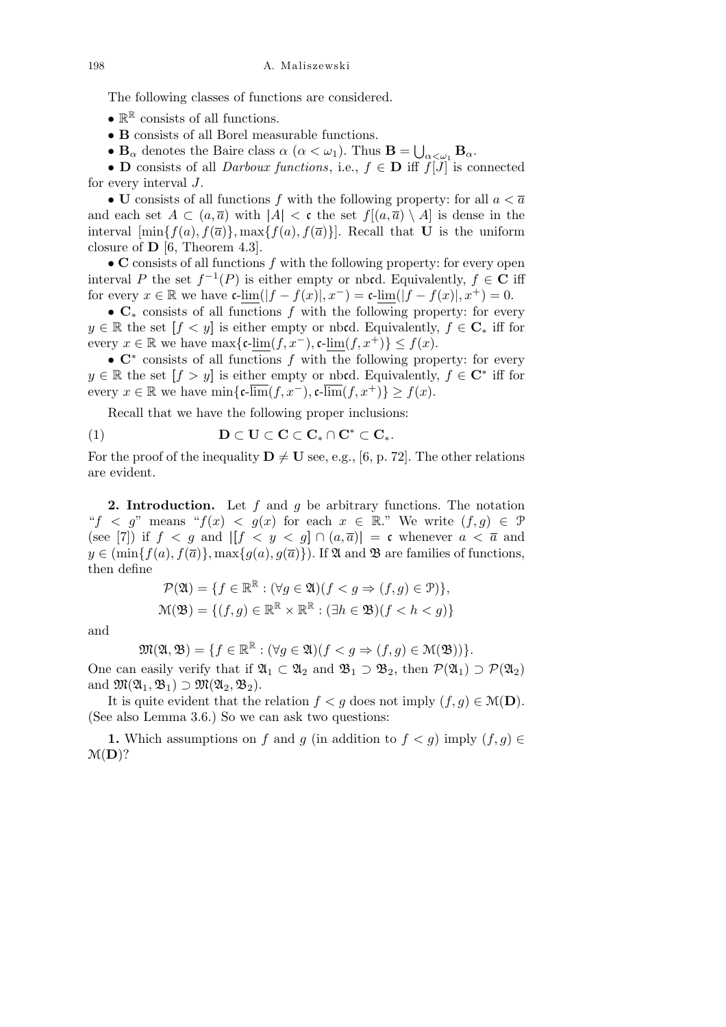The following classes of functions are considered.

- $\mathbb{R}^{\mathbb{R}}$ consists of all functions.
- $\mathbf{B}$ consists of all Borel measurable functions.
- $\mathbf{B}_\alpha$ denotes the Baire class $\alpha$ ($\alpha < \omega_1$). Thus $\mathbf{B} = \bigcup_{\alpha<\omega_1} \mathbf{B}_\alpha$.
- $\mathbf{D}$ consists of all *Darboux functions*, i.e., $f \in \mathbf{D}$ iff $f[J]$ is connected for every interval $J$.
- $\mathbf{U}$ consists of all functions $f$ with the following property: for all $a < \overline{a}$ and each set $A \subset (a, \overline{a})$ with $|A| < \mathfrak{c}$ the set $f[(a,\overline{a}) \setminus A]$ is dense in the interval $[\min\{f(a), f(\overline{a})\}, \max\{f(a), f(\overline{a})\}]$. Recall that $\mathbf{U}$ is the uniform closure of $\mathbf{D}$ [6, Theorem 4.3].
- $\mathbf{C}$ consists of all functions $f$ with the following property: for every open interval $P$ the set $f^{-1}(P)$ is either empty or nb$\mathfrak{c}$d. Equivalently, $f \in \mathbf{C}$ iff for every $x \in \mathbb{R}$ we have $\mathfrak{c}\text{-}\underline{\lim}(|f - f(x)|, x^-) = \mathfrak{c}\text{-}\underline{\lim}(|f - f(x)|, x^+) = 0$.
- $\mathbf{C}_*$ consists of all functions $f$ with the following property: for every $y \in \mathbb{R}$ the set $[f < y]$ is either empty or nb$\mathfrak{c}$d. Equivalently, $f \in \mathbf{C}_*$ iff for every $x \in \mathbb{R}$ we have $\max\{\mathfrak{c}\text{-}\underline{\lim}(f, x^-), \mathfrak{c}\text{-}\underline{\lim}(f, x^+)\} \le f(x)$.
- $\mathbf{C}^*$ consists of all functions $f$ with the following property: for every $y \in \mathbb{R}$ the set $[f > y]$ is either empty or nb$\mathfrak{c}$d. Equivalently, $f \in \mathbf{C}^*$ iff for every $x \in \mathbb{R}$ we have $\min\{\mathfrak{c}\text{-}\overline{\lim}(f, x^-), \mathfrak{c}\text{-}\overline{\lim}(f, x^+)\} \ge f(x)$.

Recall that we have the following proper inclusions:

$$\mathbf{D} \subset \mathbf{U} \subset \mathbf{C} \subset \mathbf{C}_* \cap \mathbf{C}^* \subset \mathbf{C}_*. \tag{1}$$

For the proof of the inequality $\mathbf{D} \neq \mathbf{U}$ see, e.g., [6, p. 72]. The other relations are evident.

**2. Introduction.** Let $f$ and $g$ be arbitrary functions. The notation "$f < g$" means "$f(x) < g(x)$ for each $x \in \mathbb{R}$." We write $(f, g) \in \mathcal{P}$ (see [7]) if $f < g$ and $|[f < y < g] \cap (a, \overline{a})| = \mathfrak{c}$ whenever $a < \overline{a}$ and $y \in (\min\{f(a), f(\overline{a})\}, \max\{g(a), g(\overline{a})\})$. If $\mathfrak{A}$ and $\mathfrak{B}$ are families of functions, then define

$$\mathcal{P}(\mathfrak{A}) = \{f \in \mathbb{R}^{\mathbb{R}} : (\forall g \in \mathfrak{A})(f < g \Rightarrow (f, g) \in \mathcal{P})\},$$
$$\mathcal{M}(\mathfrak{B}) = \{(f, g) \in \mathbb{R}^{\mathbb{R}} \times \mathbb{R}^{\mathbb{R}} : (\exists h \in \mathfrak{B})(f < h < g)\}$$

and

$$\mathfrak{M}(\mathfrak{A}, \mathfrak{B}) = \{f \in \mathbb{R}^{\mathbb{R}} : (\forall g \in \mathfrak{A})(f < g \Rightarrow (f, g) \in \mathcal{M}(\mathfrak{B}))\}.$$

One can easily verify that if $\mathfrak{A}_1 \subset \mathfrak{A}_2$ and $\mathfrak{B}_1 \supset \mathfrak{B}_2$, then $\mathcal{P}(\mathfrak{A}_1) \supset \mathcal{P}(\mathfrak{A}_2)$ and $\mathfrak{M}(\mathfrak{A}_1, \mathfrak{B}_1) \supset \mathfrak{M}(\mathfrak{A}_2, \mathfrak{B}_2)$.

It is quite evident that the relation $f < g$ does not imply $(f, g) \in \mathcal{M}(\mathbf{D})$. (See also Lemma 3.6.) So we can ask two questions:

**1.** Which assumptions on $f$ and $g$ (in addition to $f < g$) imply $(f, g) \in \mathcal{M}(\mathbf{D})$?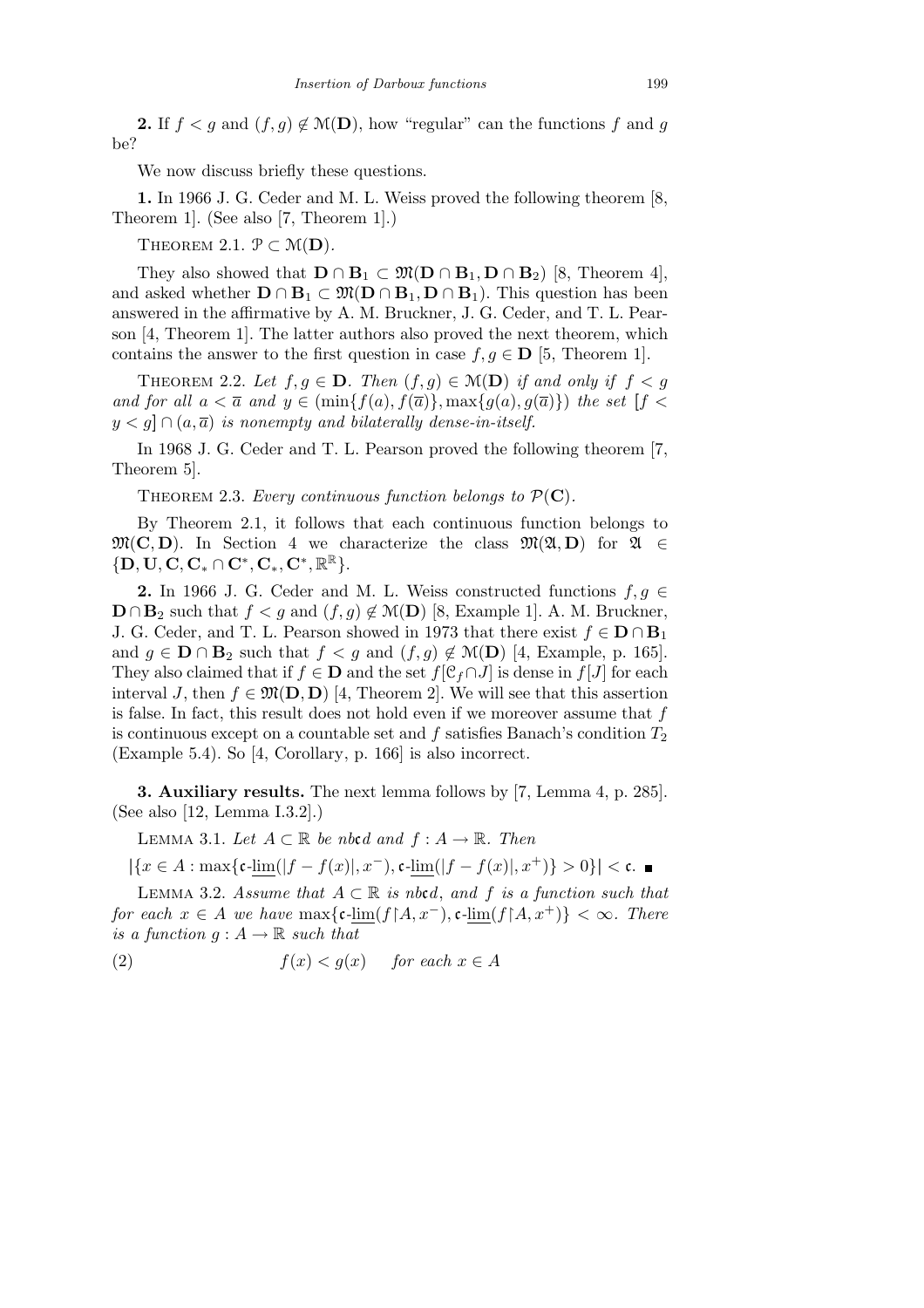**2.** If $f < g$ and $(f,g) \notin \mathcal{M}(\mathbf{D})$, how "regular" can the functions $f$ and $g$ be?

We now discuss briefly these questions.

**1.** In 1966 J. G. Ceder and M. L. Weiss proved the following theorem [8, Theorem 1]. (See also [7, Theorem 1].)

THEOREM 2.1. $\mathcal{P} \subset \mathcal{M}(\mathbf{D})$.

They also showed that $\mathbf{D} \cap \mathbf{B}_1 \subset \mathfrak{M}(\mathbf{D} \cap \mathbf{B}_1, \mathbf{D} \cap \mathbf{B}_2)$ [8, Theorem 4], and asked whether $\mathbf{D} \cap \mathbf{B}_1 \subset \mathfrak{M}(\mathbf{D} \cap \mathbf{B}_1, \mathbf{D} \cap \mathbf{B}_1)$. This question has been answered in the affirmative by A. M. Bruckner, J. G. Ceder, and T. L. Pearson [4, Theorem 1]. The latter authors also proved the next theorem, which contains the answer to the first question in case $f, g \in \mathbf{D}$ [5, Theorem 1].

THEOREM 2.2. *Let $f, g \in \mathbf{D}$. Then $(f,g) \in \mathcal{M}(\mathbf{D})$ if and only if $f < g$ and for all $a < \overline{a}$ and $y \in (\min\{f(a), f(\overline{a})\}, \max\{g(a), g(\overline{a})\})$ the set $[f < y < g] \cap (a, \overline{a})$ is nonempty and bilaterally dense-in-itself.*

In 1968 J. G. Ceder and T. L. Pearson proved the following theorem [7, Theorem 5].

THEOREM 2.3. *Every continuous function belongs to $\mathcal{P}(\mathbf{C})$.*

By Theorem 2.1, it follows that each continuous function belongs to $\mathfrak{M}(\mathbf{C}, \mathbf{D})$. In Section 4 we characterize the class $\mathfrak{M}(\mathfrak{A}, \mathbf{D})$ for $\mathfrak{A} \in \{\mathbf{D}, \mathbf{U}, \mathbf{C}, \mathbf{C}_* \cap \mathbf{C}^*, \mathbf{C}_*, \mathbf{C}^*, \mathbb{R}^{\mathbb{R}}\}$.

**2.** In 1966 J. G. Ceder and M. L. Weiss constructed functions $f, g \in \mathbf{D} \cap \mathbf{B}_2$ such that $f < g$ and $(f,g) \notin \mathcal{M}(\mathbf{D})$ [8, Example 1]. A. M. Bruckner, J. G. Ceder, and T. L. Pearson showed in 1973 that there exist $f \in \mathbf{D} \cap \mathbf{B}_1$ and $g \in \mathbf{D} \cap \mathbf{B}_2$ such that $f < g$ and $(f,g) \notin \mathcal{M}(\mathbf{D})$ [4, Example, p. 165]. They also claimed that if $f \in \mathbf{D}$ and the set $f[\mathcal{C}_f \cap J]$ is dense in $f[J]$ for each interval $J$, then $f \in \mathfrak{M}(\mathbf{D}, \mathbf{D})$ [4, Theorem 2]. We will see that this assertion is false. In fact, this result does not hold even if we moreover assume that $f$ is continuous except on a countable set and $f$ satisfies Banach's condition $T_2$ (Example 5.4). So [4, Corollary, p. 166] is also incorrect.

**3. Auxiliary results.** The next lemma follows by [7, Lemma 4, p. 285]. (See also [12, Lemma I.3.2].)

LEMMA 3.1. *Let $A \subset \mathbb{R}$ be nb$\mathfrak{c}$d and $f : A \to \mathbb{R}$. Then*

$$|\{x \in A : \max\{\mathfrak{c}\text{-}\underline{\lim}(|f - f(x)|, x^-), \mathfrak{c}\text{-}\underline{\lim}(|f - f(x)|, x^+)\} > 0\}| < \mathfrak{c}. \ \blacksquare$$

LEMMA 3.2. *Assume that $A \subset \mathbb{R}$ is nb$\mathfrak{c}$d, and $f$ is a function such that for each $x \in A$ we have $\max\{\mathfrak{c}\text{-}\underline{\lim}(f{\restriction}A, x^-), \mathfrak{c}\text{-}\underline{\lim}(f{\restriction}A, x^+)\} < \infty$. There is a function $g : A \to \mathbb{R}$ such that*

$$f(x) < g(x) \quad \text{for each } x \in A \tag{2}$$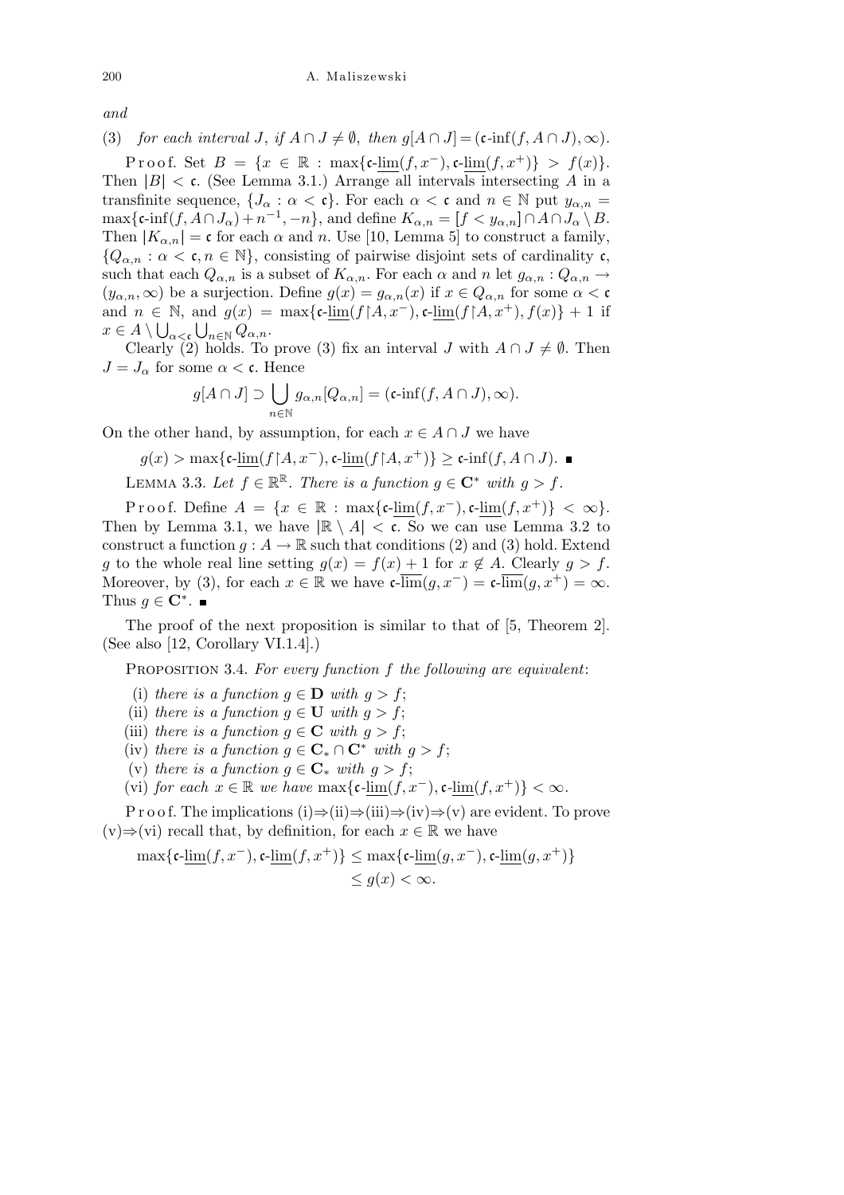*and*

(3) *for each interval $J$, if $A \cap J \neq \emptyset$, then $g[A \cap J] = (\mathfrak{c}\text{-inf}(f, A \cap J), \infty)$.*

Proof. Set $B = \{x \in \mathbb{R} : \max\{\mathfrak{c}\text{-}\underline{\lim}(f, x^-), \mathfrak{c}\text{-}\underline{\lim}(f, x^+)\} > f(x)\}$. Then $|B| < \mathfrak{c}$. (See Lemma 3.1.) Arrange all intervals intersecting $A$ in a transfinite sequence, $\{J_\alpha : \alpha < \mathfrak{c}\}$. For each $\alpha < \mathfrak{c}$ and $n \in \mathbb{N}$ put $y_{\alpha,n} = \max\{\mathfrak{c}\text{-inf}(f, A \cap J_\alpha) + n^{-1}, -n\}$, and define $K_{\alpha,n} = [f < y_{\alpha,n}] \cap A \cap J_\alpha \setminus B$. Then $|K_{\alpha,n}| = \mathfrak{c}$ for each $\alpha$ and $n$. Use [10, Lemma 5] to construct a family, $\{Q_{\alpha,n} : \alpha < \mathfrak{c}, n \in \mathbb{N}\}$, consisting of pairwise disjoint sets of cardinality $\mathfrak{c}$, such that each $Q_{\alpha,n}$ is a subset of $K_{\alpha,n}$. For each $\alpha$ and $n$ let $g_{\alpha,n} : Q_{\alpha,n} \to (y_{\alpha,n}, \infty)$ be a surjection. Define $g(x) = g_{\alpha,n}(x)$ if $x \in Q_{\alpha,n}$ for some $\alpha < \mathfrak{c}$ and $n \in \mathbb{N}$, and $g(x) = \max\{\mathfrak{c}\text{-}\underline{\lim}(f{\restriction}A, x^-), \mathfrak{c}\text{-}\underline{\lim}(f{\restriction}A, x^+), f(x)\} + 1$ if $x \in A \setminus \bigcup_{\alpha<\mathfrak{c}} \bigcup_{n\in\mathbb{N}} Q_{\alpha,n}$.

Clearly (2) holds. To prove (3) fix an interval $J$ with $A \cap J \neq \emptyset$. Then $J = J_\alpha$ for some $\alpha < \mathfrak{c}$. Hence

$$g[A \cap J] \supset \bigcup_{n\in\mathbb{N}} g_{\alpha,n}[Q_{\alpha,n}] = (\mathfrak{c}\text{-inf}(f, A \cap J), \infty).$$

On the other hand, by assumption, for each $x \in A \cap J$ we have

$$g(x) > \max\{\mathfrak{c}\text{-}\underline{\lim}(f{\restriction}A, x^-), \mathfrak{c}\text{-}\underline{\lim}(f{\restriction}A, x^+)\} \geq \mathfrak{c}\text{-inf}(f, A \cap J). \ \blacksquare$$

Lemma 3.3. *Let $f \in \mathbb{R}^\mathbb{R}$. There is a function $g \in \mathbf{C}^*$ with $g > f$.*

Proof. Define $A = \{x \in \mathbb{R} : \max\{\mathfrak{c}\text{-}\underline{\lim}(f, x^-), \mathfrak{c}\text{-}\underline{\lim}(f, x^+)\} < \infty\}$. Then by Lemma 3.1, we have $|\mathbb{R} \setminus A| < \mathfrak{c}$. So we can use Lemma 3.2 to construct a function $g : A \to \mathbb{R}$ such that conditions (2) and (3) hold. Extend $g$ to the whole real line setting $g(x) = f(x) + 1$ for $x \notin A$. Clearly $g > f$. Moreover, by (3), for each $x \in \mathbb{R}$ we have $\mathfrak{c}\text{-}\overline{\lim}(g, x^-) = \mathfrak{c}\text{-}\overline{\lim}(g, x^+) = \infty$. Thus $g \in \mathbf{C}^*$. $\blacksquare$

The proof of the next proposition is similar to that of [5, Theorem 2]. (See also [12, Corollary VI.1.4].)

Proposition 3.4. *For every function $f$ the following are equivalent:*

(i) *there is a function $g \in \mathbf{D}$ with $g > f$;*

(ii) *there is a function $g \in \mathbf{U}$ with $g > f$;*

(iii) *there is a function $g \in \mathbf{C}$ with $g > f$;*

(iv) *there is a function $g \in \mathbf{C}_* \cap \mathbf{C}^*$ with $g > f$;*

(v) *there is a function $g \in \mathbf{C}_*$ with $g > f$;*

(vi) *for each $x \in \mathbb{R}$ we have $\max\{\mathfrak{c}\text{-}\underline{\lim}(f, x^-), \mathfrak{c}\text{-}\underline{\lim}(f, x^+)\} < \infty$.*

Proof. The implications (i)⇒(ii)⇒(iii)⇒(iv)⇒(v) are evident. To prove (v)⇒(vi) recall that, by definition, for each $x \in \mathbb{R}$ we have

$$\begin{aligned}\max\{\mathfrak{c}\text{-}\underline{\lim}(f, x^-), \mathfrak{c}\text{-}\underline{\lim}(f, x^+)\} &\leq \max\{\mathfrak{c}\text{-}\underline{\lim}(g, x^-), \mathfrak{c}\text{-}\underline{\lim}(g, x^+)\} \\ &\leq g(x) < \infty.\end{aligned}$$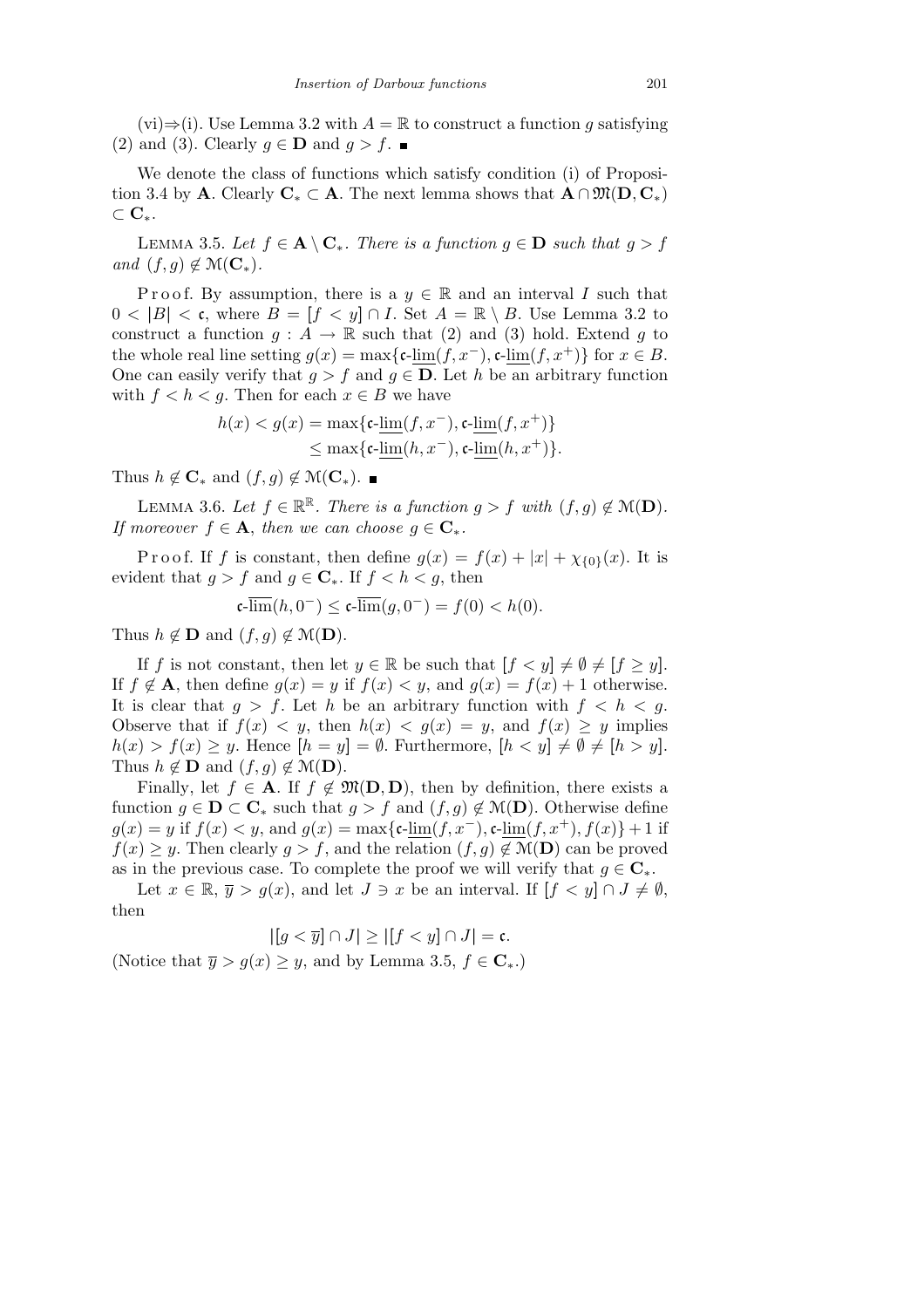(vi)⇒(i). Use Lemma 3.2 with $A = \mathbb{R}$ to construct a function $g$ satisfying (2) and (3). Clearly $g \in \mathbf{D}$ and $g > f$. ∎

We denote the class of functions which satisfy condition (i) of Proposition 3.4 by $\mathbf{A}$. Clearly $\mathbf{C}_* \subset \mathbf{A}$. The next lemma shows that $\mathbf{A} \cap \mathfrak{M}(\mathbf{D}, \mathbf{C}_*) \subset \mathbf{C}_*$.

Lemma 3.5. *Let $f \in \mathbf{A} \setminus \mathbf{C}_*$. There is a function $g \in \mathbf{D}$ such that $g > f$ and $(f, g) \notin \mathcal{M}(\mathbf{C}_*)$.*

Proof. By assumption, there is a $y \in \mathbb{R}$ and an interval $I$ such that $0 < |B| < \mathfrak{c}$, where $B = [f < y] \cap I$. Set $A = \mathbb{R} \setminus B$. Use Lemma 3.2 to construct a function $g : A \to \mathbb{R}$ such that (2) and (3) hold. Extend $g$ to the whole real line setting $g(x) = \max\{\mathfrak{c}\text{-}\underline{\lim}(f, x^-), \mathfrak{c}\text{-}\underline{\lim}(f, x^+)\}$ for $x \in B$. One can easily verify that $g > f$ and $g \in \mathbf{D}$. Let $h$ be an arbitrary function with $f < h < g$. Then for each $x \in B$ we have

$$h(x) < g(x) = \max\{\mathfrak{c}\text{-}\underline{\lim}(f, x^-), \mathfrak{c}\text{-}\underline{\lim}(f, x^+)\} \le \max\{\mathfrak{c}\text{-}\underline{\lim}(h, x^-), \mathfrak{c}\text{-}\underline{\lim}(h, x^+)\}.$$

Thus $h \notin \mathbf{C}_*$ and $(f, g) \notin \mathcal{M}(\mathbf{C}_*)$. ∎

Lemma 3.6. *Let $f \in \mathbb{R}^{\mathbb{R}}$. There is a function $g > f$ with $(f, g) \notin \mathcal{M}(\mathbf{D})$. If moreover $f \in \mathbf{A}$, then we can choose $g \in \mathbf{C}_*$.*

Proof. If $f$ is constant, then define $g(x) = f(x) + |x| + \chi_{\{0\}}(x)$. It is evident that $g > f$ and $g \in \mathbf{C}_*$. If $f < h < g$, then

$$\mathfrak{c}\text{-}\overline{\lim}(h, 0^-) \le \mathfrak{c}\text{-}\overline{\lim}(g, 0^-) = f(0) < h(0).$$

Thus $h \notin \mathbf{D}$ and $(f, g) \notin \mathcal{M}(\mathbf{D})$.

If $f$ is not constant, then let $y \in \mathbb{R}$ be such that $[f < y] \neq \emptyset \neq [f \ge y]$. If $f \notin \mathbf{A}$, then define $g(x) = y$ if $f(x) < y$, and $g(x) = f(x) + 1$ otherwise. It is clear that $g > f$. Let $h$ be an arbitrary function with $f < h < g$. Observe that if $f(x) < y$, then $h(x) < g(x) = y$, and $f(x) \ge y$ implies $h(x) > f(x) \ge y$. Hence $[h = y] = \emptyset$. Furthermore, $[h < y] \neq \emptyset \neq [h > y]$. Thus $h \notin \mathbf{D}$ and $(f, g) \notin \mathcal{M}(\mathbf{D})$.

Finally, let $f \in \mathbf{A}$. If $f \notin \mathfrak{M}(\mathbf{D}, \mathbf{D})$, then by definition, there exists a function $g \in \mathbf{D} \subset \mathbf{C}_*$ such that $g > f$ and $(f, g) \notin \mathcal{M}(\mathbf{D})$. Otherwise define $g(x) = y$ if $f(x) < y$, and $g(x) = \max\{\mathfrak{c}\text{-}\underline{\lim}(f, x^-), \mathfrak{c}\text{-}\underline{\lim}(f, x^+), f(x)\} + 1$ if $f(x) \ge y$. Then clearly $g > f$, and the relation $(f, g) \notin \mathcal{M}(\mathbf{D})$ can be proved as in the previous case. To complete the proof we will verify that $g \in \mathbf{C}_*$.

Let $x \in \mathbb{R}$, $\overline{y} > g(x)$, and let $J \ni x$ be an interval. If $[f < y] \cap J \neq \emptyset$, then

$$|[g < \overline{y}] \cap J| \ge |[f < y] \cap J| = \mathfrak{c}.$$

(Notice that $\overline{y} > g(x) \ge y$, and by Lemma 3.5, $f \in \mathbf{C}_*$.)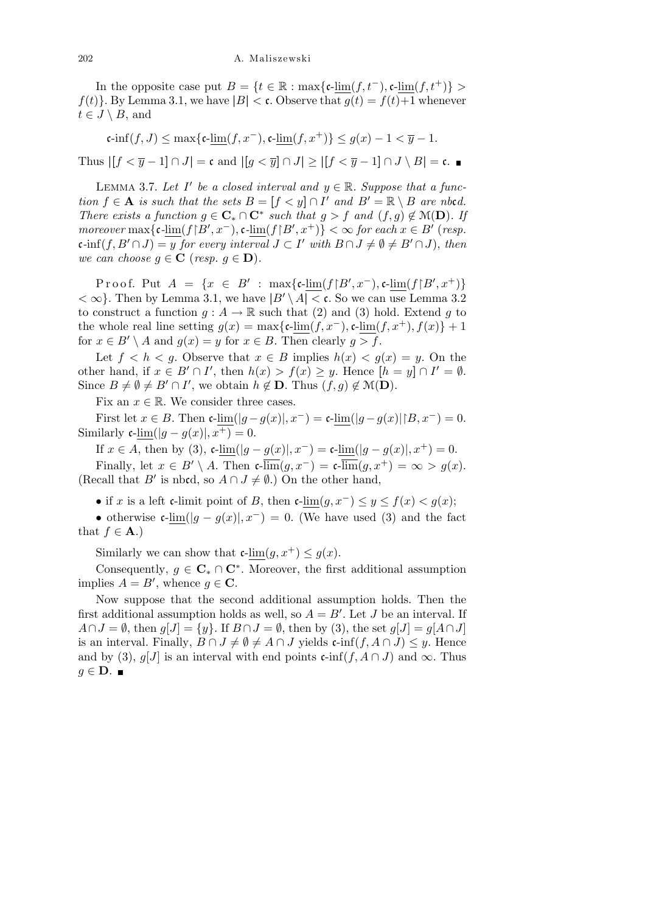In the opposite case put $B = \{t \in \mathbb{R} : \max\{\mathfrak{c}\text{-}\underline{\lim}(f, t^-), \mathfrak{c}\text{-}\underline{\lim}(f, t^+)\} > f(t)\}$. By Lemma 3.1, we have $|B| < \mathfrak{c}$. Observe that $g(t) = f(t)+1$ whenever $t \in J \setminus B$, and

$$\mathfrak{c}\text{-inf}(f, J) \le \max\{\mathfrak{c}\text{-}\underline{\lim}(f, x^-), \mathfrak{c}\text{-}\underline{\lim}(f, x^+)\} \le g(x) - 1 < \overline{y} - 1.$$

Thus $|[f < \overline{y} - 1] \cap J| = \mathfrak{c}$ and $|[g < \overline{y}] \cap J| \ge |[f < \overline{y} - 1] \cap J \setminus B| = \mathfrak{c}$. ∎

Lemma 3.7. *Let $I'$ be a closed interval and $y \in \mathbb{R}$. Suppose that a function $f \in \mathbf{A}$ is such that the sets $B = [f < y] \cap I'$ and $B' = \mathbb{R} \setminus B$ are nb$\mathfrak{c}$d. There exists a function $g \in \mathbf{C}_* \cap \mathbf{C}^*$ such that $g > f$ and $(f, g) \notin \mathcal{M}(\mathbf{D})$. If moreover $\max\{\mathfrak{c}\text{-}\underline{\lim}(f\restriction B', x^-), \mathfrak{c}\text{-}\underline{\lim}(f\restriction B', x^+)\} < \infty$ for each $x \in B'$ (resp. $\mathfrak{c}\text{-inf}(f, B' \cap J) = y$ for every interval $J \subset I'$ with $B \cap J \neq \emptyset \neq B' \cap J$), then we can choose $g \in \mathbf{C}$ (resp. $g \in \mathbf{D}$).*

Proof. Put $A = \{x \in B' : \max\{\mathfrak{c}\text{-}\underline{\lim}(f\restriction B', x^-), \mathfrak{c}\text{-}\underline{\lim}(f\restriction B', x^+)\} < \infty\}$. Then by Lemma 3.1, we have $|B' \setminus A| < \mathfrak{c}$. So we can use Lemma 3.2 to construct a function $g : A \to \mathbb{R}$ such that (2) and (3) hold. Extend $g$ to the whole real line setting $g(x) = \max\{\mathfrak{c}\text{-}\underline{\lim}(f, x^-), \mathfrak{c}\text{-}\underline{\lim}(f, x^+), f(x)\} + 1$ for $x \in B' \setminus A$ and $g(x) = y$ for $x \in B$. Then clearly $g > f$.

Let $f < h < g$. Observe that $x \in B$ implies $h(x) < g(x) = y$. On the other hand, if $x \in B' \cap I'$, then $h(x) > f(x) \ge y$. Hence $[h = y] \cap I' = \emptyset$. Since $B \neq \emptyset \neq B' \cap I'$, we obtain $h \notin \mathbf{D}$. Thus $(f, g) \notin \mathcal{M}(\mathbf{D})$.

Fix an $x \in \mathbb{R}$. We consider three cases.

First let $x \in B$. Then $\mathfrak{c}\text{-}\underline{\lim}(|g - g(x)|, x^-) = \mathfrak{c}\text{-}\underline{\lim}(|g - g(x)|\restriction B, x^-) = 0$. Similarly $\mathfrak{c}\text{-}\underline{\lim}(|g - g(x)|, x^+) = 0$.

If $x \in A$, then by (3), $\mathfrak{c}\text{-}\underline{\lim}(|g - g(x)|, x^-) = \mathfrak{c}\text{-}\underline{\lim}(|g - g(x)|, x^+) = 0$.

Finally, let $x \in B' \setminus A$. Then $\mathfrak{c}\text{-}\overline{\lim}(g, x^-) = \mathfrak{c}\text{-}\overline{\lim}(g, x^+) = \infty > g(x)$. (Recall that $B'$ is nb$\mathfrak{c}$d, so $A \cap J \neq \emptyset$.) On the other hand,

- if $x$ is a left $\mathfrak{c}$-limit point of $B$, then $\mathfrak{c}\text{-}\underline{\lim}(g, x^-) \le y \le f(x) < g(x)$;
- otherwise $\mathfrak{c}\text{-}\underline{\lim}(|g - g(x)|, x^-) = 0$. (We have used (3) and the fact that $f \in \mathbf{A}$.)

Similarly we can show that $\mathfrak{c}\text{-}\underline{\lim}(g, x^+) \le g(x)$.

Consequently, $g \in \mathbf{C}_* \cap \mathbf{C}^*$. Moreover, the first additional assumption implies $A = B'$, whence $g \in \mathbf{C}$.

Now suppose that the second additional assumption holds. Then the first additional assumption holds as well, so $A = B'$. Let $J$ be an interval. If $A \cap J = \emptyset$, then $g[J] = \{y\}$. If $B \cap J = \emptyset$, then by (3), the set $g[J] = g[A \cap J]$ is an interval. Finally, $B \cap J \neq \emptyset \neq A \cap J$ yields $\mathfrak{c}\text{-inf}(f, A \cap J) \le y$. Hence and by (3), $g[J]$ is an interval with end points $\mathfrak{c}\text{-inf}(f, A \cap J)$ and $\infty$. Thus $g \in \mathbf{D}$. ∎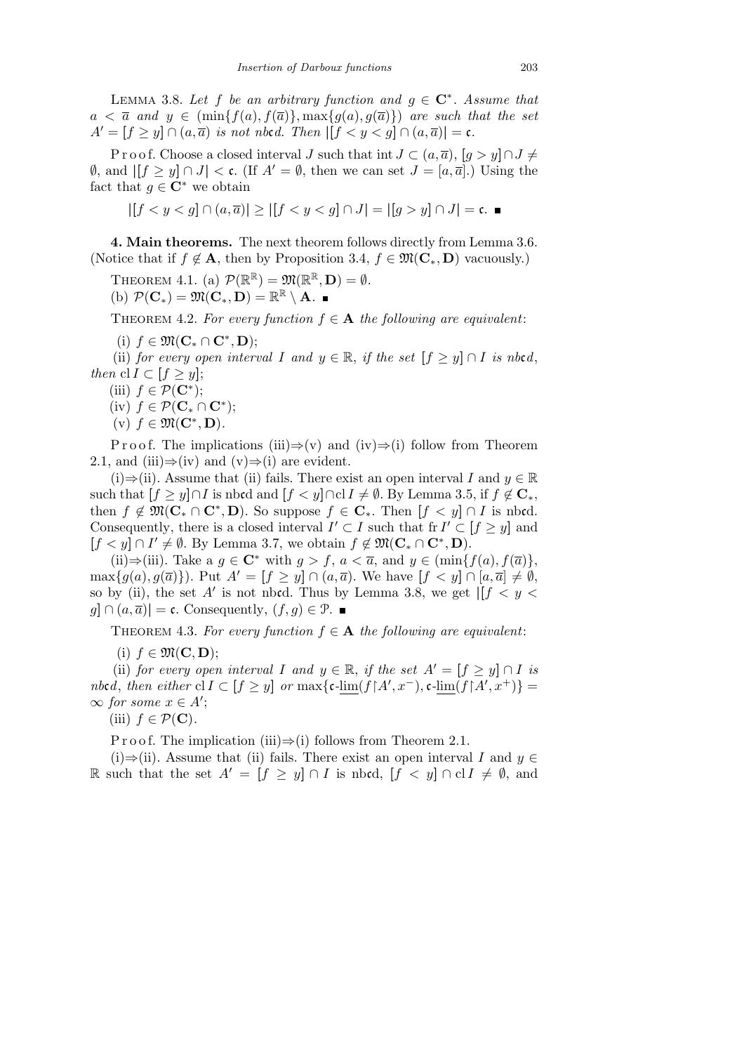LEMMA 3.8. *Let $f$ be an arbitrary function and $g \in \mathbf{C}^*$. Assume that $a < \overline{a}$ and $y \in (\min\{f(a), f(\overline{a})\}, \max\{g(a), g(\overline{a})\})$ are such that the set $A' = [f \geq y] \cap (a, \overline{a})$ is not nb$\mathfrak{c}$d. Then $|[f < y < g] \cap (a, \overline{a})| = \mathfrak{c}$.*

Proof. Choose a closed interval $J$ such that $\operatorname{int} J \subset (a, \overline{a})$, $[g > y] \cap J \neq \emptyset$, and $|[f \geq y] \cap J| < \mathfrak{c}$. (If $A' = \emptyset$, then we can set $J = [a, \overline{a}]$.) Using the fact that $g \in \mathbf{C}^*$ we obtain

$$|[f < y < g] \cap (a, \overline{a})| \geq |[f < y < g] \cap J| = |[g > y] \cap J| = \mathfrak{c}. \ \blacksquare$$

**4. Main theorems.** The next theorem follows directly from Lemma 3.6. (Notice that if $f \notin \mathbf{A}$, then by Proposition 3.4, $f \in \mathfrak{M}(\mathbf{C}_*, \mathbf{D})$ vacuously.)

THEOREM 4.1. (a) $\mathcal{P}(\mathbb{R}^{\mathbb{R}}) = \mathfrak{M}(\mathbb{R}^{\mathbb{R}}, \mathbf{D}) = \emptyset$.
(b) $\mathcal{P}(\mathbf{C}_*) = \mathfrak{M}(\mathbf{C}_*, \mathbf{D}) = \mathbb{R}^{\mathbb{R}} \setminus \mathbf{A}$. $\blacksquare$

THEOREM 4.2. *For every function $f \in \mathbf{A}$ the following are equivalent*:

(i) $f \in \mathfrak{M}(\mathbf{C}_* \cap \mathbf{C}^*, \mathbf{D})$;

(ii) *for every open interval $I$ and $y \in \mathbb{R}$, if the set $[f \geq y] \cap I$ is nb$\mathfrak{c}$d, then $\operatorname{cl} I \subset [f \geq y]$*;

(iii) $f \in \mathcal{P}(\mathbf{C}^*)$;

(iv) $f \in \mathcal{P}(\mathbf{C}_* \cap \mathbf{C}^*)$;

(v) $f \in \mathfrak{M}(\mathbf{C}^*, \mathbf{D})$.

Proof. The implications (iii)$\Rightarrow$(v) and (iv)$\Rightarrow$(i) follow from Theorem 2.1, and (iii)$\Rightarrow$(iv) and (v)$\Rightarrow$(i) are evident.

(i)$\Rightarrow$(ii). Assume that (ii) fails. There exist an open interval $I$ and $y \in \mathbb{R}$ such that $[f \geq y] \cap I$ is nb$\mathfrak{c}$d and $[f < y] \cap \operatorname{cl} I \neq \emptyset$. By Lemma 3.5, if $f \notin \mathbf{C}_*$, then $f \notin \mathfrak{M}(\mathbf{C}_* \cap \mathbf{C}^*, \mathbf{D})$. So suppose $f \in \mathbf{C}_*$. Then $[f < y] \cap I$ is nb$\mathfrak{c}$d. Consequently, there is a closed interval $I' \subset I$ such that $\operatorname{fr} I' \subset [f \geq y]$ and $[f < y] \cap I' \neq \emptyset$. By Lemma 3.7, we obtain $f \notin \mathfrak{M}(\mathbf{C}_* \cap \mathbf{C}^*, \mathbf{D})$.

(ii)$\Rightarrow$(iii). Take a $g \in \mathbf{C}^*$ with $g > f$, $a < \overline{a}$, and $y \in (\min\{f(a), f(\overline{a})\}, \max\{g(a), g(\overline{a})\})$. Put $A' = [f \geq y] \cap (a, \overline{a})$. We have $[f < y] \cap [a, \overline{a}] \neq \emptyset$, so by (ii), the set $A'$ is not nb$\mathfrak{c}$d. Thus by Lemma 3.8, we get $|[f < y < g] \cap (a, \overline{a})| = \mathfrak{c}$. Consequently, $(f, g) \in \mathcal{P}$. $\blacksquare$

THEOREM 4.3. *For every function $f \in \mathbf{A}$ the following are equivalent*:

(i) $f \in \mathfrak{M}(\mathbf{C}, \mathbf{D})$;

(ii) *for every open interval $I$ and $y \in \mathbb{R}$, if the set $A' = [f \geq y] \cap I$ is nb$\mathfrak{c}$d, then either $\operatorname{cl} I \subset [f \geq y]$ or $\max\{\mathfrak{c}\text{-}\underline{\lim}(f \restriction A', x^-), \mathfrak{c}\text{-}\underline{\lim}(f \restriction A', x^+)\} = \infty$ for some $x \in A'$*;

(iii) $f \in \mathcal{P}(\mathbf{C})$.

Proof. The implication (iii)$\Rightarrow$(i) follows from Theorem 2.1.

(i)$\Rightarrow$(ii). Assume that (ii) fails. There exist an open interval $I$ and $y \in \mathbb{R}$ such that the set $A' = [f \geq y] \cap I$ is nb$\mathfrak{c}$d, $[f < y] \cap \operatorname{cl} I \neq \emptyset$, and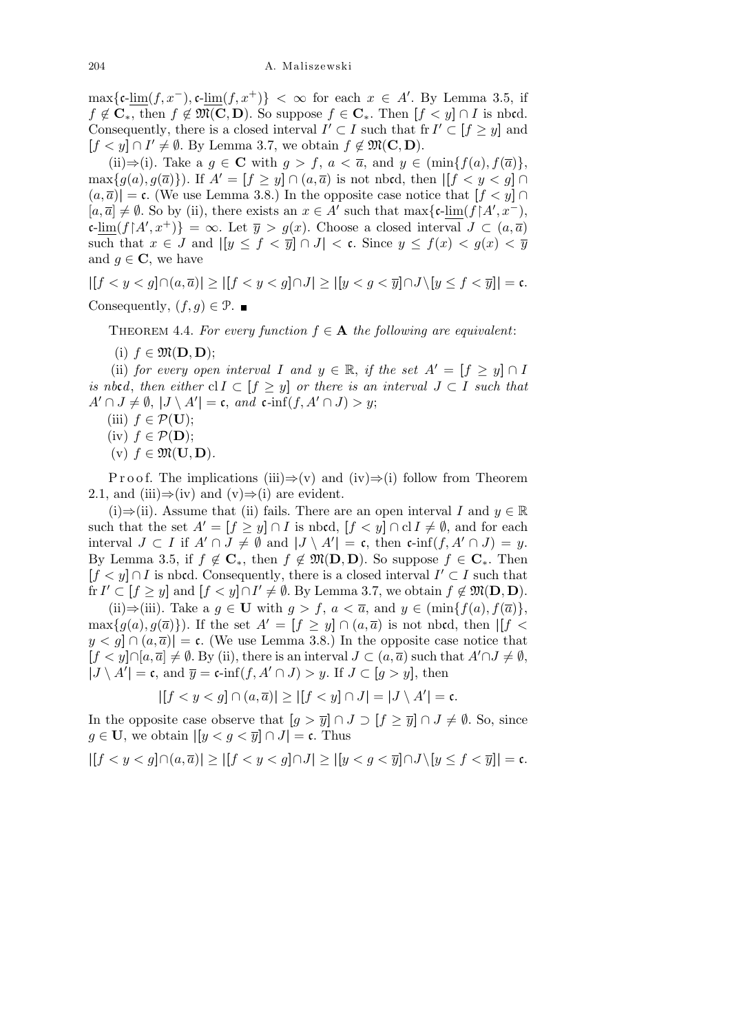$\max\{\mathfrak{c}\text{-}\underline{\lim}(f,x^-),\mathfrak{c}\text{-}\underline{\lim}(f,x^+)\} < \infty$ for each $x \in A'$. By Lemma 3.5, if $f \notin \mathbf{C}_*$, then $f \notin \mathfrak{M}(\mathbf{C},\mathbf{D})$. So suppose $f \in \mathbf{C}_*$. Then $[f < y] \cap I$ is nb$\mathfrak{c}$d. Consequently, there is a closed interval $I' \subset I$ such that $\operatorname{fr} I' \subset [f \ge y]$ and $[f < y] \cap I' \ne \emptyset$. By Lemma 3.7, we obtain $f \notin \mathfrak{M}(\mathbf{C},\mathbf{D})$.

(ii)⇒(i). Take a $g \in \mathbf{C}$ with $g > f$, $a < \overline{a}$, and $y \in (\min\{f(a), f(\overline{a})\}, \max\{g(a), g(\overline{a})\})$. If $A' = [f \ge y] \cap (a,\overline{a})$ is not nb$\mathfrak{c}$d, then $|[f < y < g] \cap (a,\overline{a})| = \mathfrak{c}$. (We use Lemma 3.8.) In the opposite case notice that $[f < y] \cap [a,\overline{a}] \ne \emptyset$. So by (ii), there exists an $x \in A'$ such that $\max\{\mathfrak{c}\text{-}\underline{\lim}(f{\restriction}A', x^-), \mathfrak{c}\text{-}\underline{\lim}(f{\restriction}A', x^+)\} = \infty$. Let $\overline{y} > g(x)$. Choose a closed interval $J \subset (a,\overline{a})$ such that $x \in J$ and $|[y \le f < \overline{y}] \cap J| < \mathfrak{c}$. Since $y \le f(x) < g(x) < \overline{y}$ and $g \in \mathbf{C}$, we have

$$|[f < y < g] \cap (a,\overline{a})| \ge |[f < y < g] \cap J| \ge |[y < g < \overline{y}] \cap J \setminus [y \le f < \overline{y}]| = \mathfrak{c}.$$

Consequently, $(f,g) \in \mathcal{P}$. ∎

**Theorem 4.4.** *For every function $f \in \mathbf{A}$ the following are equivalent:*

(i) $f \in \mathfrak{M}(\mathbf{D},\mathbf{D})$;

(ii) *for every open interval $I$ and $y \in \mathbb{R}$, if the set $A' = [f \ge y] \cap I$ is nb$\mathfrak{c}$d, then either $\operatorname{cl} I \subset [f \ge y]$ or there is an interval $J \subset I$ such that $A' \cap J \ne \emptyset$, $|J \setminus A'| = \mathfrak{c}$, and $\mathfrak{c}\text{-}\inf(f, A' \cap J) > y$;*

(iii) $f \in \mathcal{P}(\mathbf{U})$;

(iv) $f \in \mathcal{P}(\mathbf{D})$;

(v) $f \in \mathfrak{M}(\mathbf{U},\mathbf{D})$.

Proof. The implications (iii)⇒(v) and (iv)⇒(i) follow from Theorem 2.1, and (iii)⇒(iv) and (v)⇒(i) are evident.

(i)⇒(ii). Assume that (ii) fails. There are an open interval $I$ and $y \in \mathbb{R}$ such that the set $A' = [f \ge y] \cap I$ is nb$\mathfrak{c}$d, $[f < y] \cap \operatorname{cl} I \ne \emptyset$, and for each interval $J \subset I$ if $A' \cap J \ne \emptyset$ and $|J \setminus A'| = \mathfrak{c}$, then $\mathfrak{c}\text{-}\inf(f, A' \cap J) = y$. By Lemma 3.5, if $f \notin \mathbf{C}_*$, then $f \notin \mathfrak{M}(\mathbf{D},\mathbf{D})$. So suppose $f \in \mathbf{C}_*$. Then $[f < y] \cap I$ is nb$\mathfrak{c}$d. Consequently, there is a closed interval $I' \subset I$ such that $\operatorname{fr} I' \subset [f \ge y]$ and $[f < y] \cap I' \ne \emptyset$. By Lemma 3.7, we obtain $f \notin \mathfrak{M}(\mathbf{D},\mathbf{D})$.

(ii)⇒(iii). Take a $g \in \mathbf{U}$ with $g > f$, $a < \overline{a}$, and $y \in (\min\{f(a), f(\overline{a})\}, \max\{g(a), g(\overline{a})\})$. If the set $A' = [f \ge y] \cap (a,\overline{a})$ is not nb$\mathfrak{c}$d, then $|[f < y < g] \cap (a,\overline{a})| = \mathfrak{c}$. (We use Lemma 3.8.) In the opposite case notice that $[f < y] \cap [a,\overline{a}] \ne \emptyset$. By (ii), there is an interval $J \subset (a,\overline{a})$ such that $A' \cap J \ne \emptyset$, $|J \setminus A'| = \mathfrak{c}$, and $\overline{y} = \mathfrak{c}\text{-}\inf(f, A' \cap J) > y$. If $J \subset [g > y]$, then

$$|[f < y < g] \cap (a,\overline{a})| \ge |[f < y] \cap J| = |J \setminus A'| = \mathfrak{c}.$$

In the opposite case observe that $[g > \overline{y}] \cap J \supset [f \ge \overline{y}] \cap J \ne \emptyset$. So, since $g \in \mathbf{U}$, we obtain $|[y < g < \overline{y}] \cap J| = \mathfrak{c}$. Thus

$$|[f < y < g] \cap (a,\overline{a})| \ge |[f < y < g] \cap J| \ge |[y < g < \overline{y}] \cap J \setminus [y \le f < \overline{y}]| = \mathfrak{c}.$$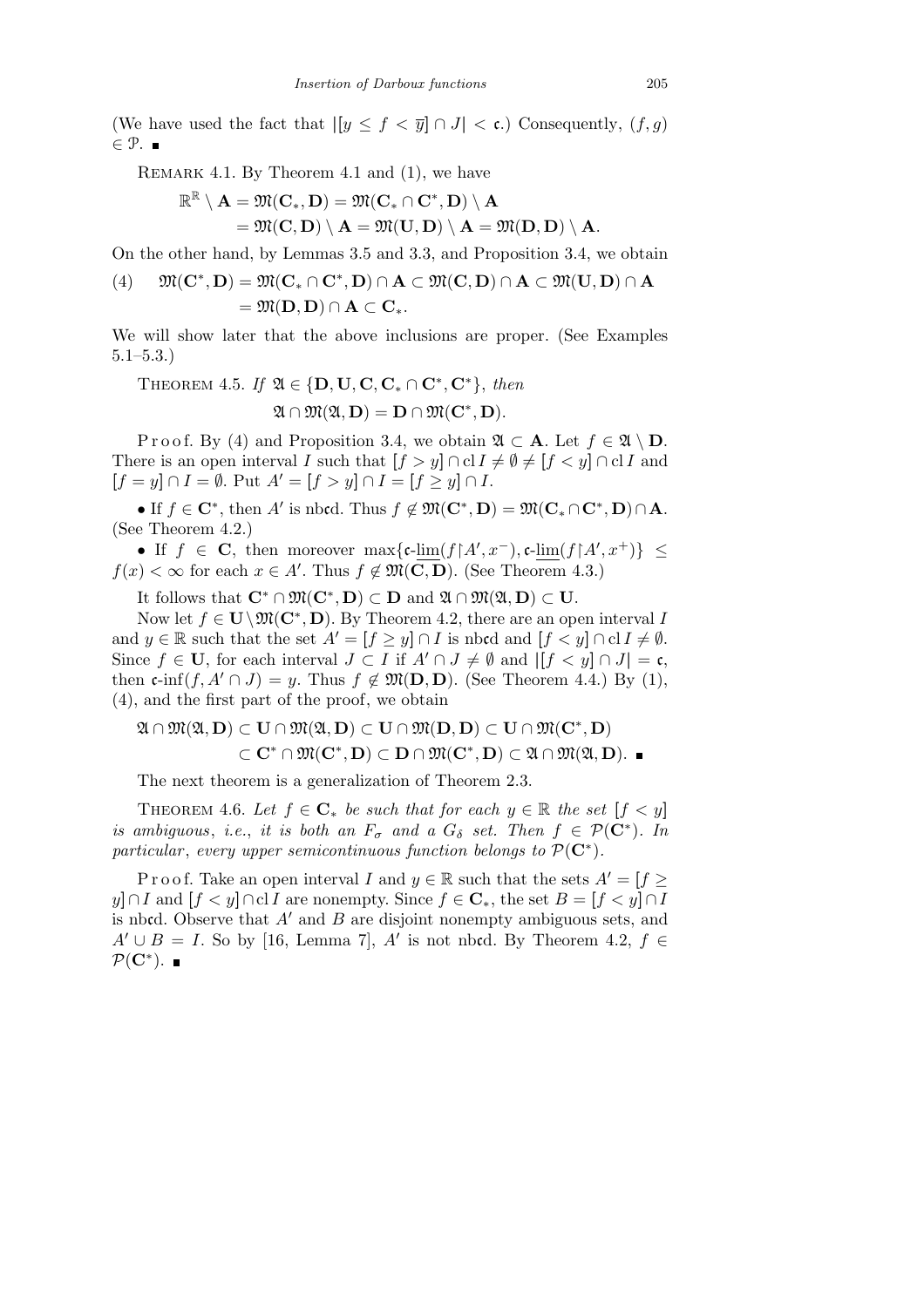(We have used the fact that $|[y \le f < \overline{y}] \cap J| < \mathfrak{c}$.) Consequently, $(f,g) \in \mathcal{P}$. ∎

Remark 4.1. By Theorem 4.1 and (1), we have

$$\mathbb{R}^{\mathbb{R}} \setminus \mathbf{A} = \mathfrak{M}(\mathbf{C}_*, \mathbf{D}) = \mathfrak{M}(\mathbf{C}_* \cap \mathbf{C}^*, \mathbf{D}) \setminus \mathbf{A}$$
$$= \mathfrak{M}(\mathbf{C}, \mathbf{D}) \setminus \mathbf{A} = \mathfrak{M}(\mathbf{U}, \mathbf{D}) \setminus \mathbf{A} = \mathfrak{M}(\mathbf{D}, \mathbf{D}) \setminus \mathbf{A}.$$

On the other hand, by Lemmas 3.5 and 3.3, and Proposition 3.4, we obtain

$$(4) \quad \mathfrak{M}(\mathbf{C}^*, \mathbf{D}) = \mathfrak{M}(\mathbf{C}_* \cap \mathbf{C}^*, \mathbf{D}) \cap \mathbf{A} \subset \mathfrak{M}(\mathbf{C}, \mathbf{D}) \cap \mathbf{A} \subset \mathfrak{M}(\mathbf{U}, \mathbf{D}) \cap \mathbf{A}$$
$$= \mathfrak{M}(\mathbf{D}, \mathbf{D}) \cap \mathbf{A} \subset \mathbf{C}_*.$$

We will show later that the above inclusions are proper. (See Examples 5.1–5.3.)

Theorem 4.5. *If* $\mathfrak{A} \in \{\mathbf{D}, \mathbf{U}, \mathbf{C}, \mathbf{C}_* \cap \mathbf{C}^*, \mathbf{C}^*\}$, *then*

$$\mathfrak{A} \cap \mathfrak{M}(\mathfrak{A}, \mathbf{D}) = \mathbf{D} \cap \mathfrak{M}(\mathbf{C}^*, \mathbf{D}).$$

Proof. By (4) and Proposition 3.4, we obtain $\mathfrak{A} \subset \mathbf{A}$. Let $f \in \mathfrak{A} \setminus \mathbf{D}$. There is an open interval $I$ such that $[f > y] \cap \operatorname{cl} I \neq \emptyset \neq [f < y] \cap \operatorname{cl} I$ and $[f = y] \cap I = \emptyset$. Put $A' = [f > y] \cap I = [f \ge y] \cap I$.

- If $f \in \mathbf{C}^*$, then $A'$ is nb$\mathfrak{c}$d. Thus $f \notin \mathfrak{M}(\mathbf{C}^*, \mathbf{D}) = \mathfrak{M}(\mathbf{C}_* \cap \mathbf{C}^*, \mathbf{D}) \cap \mathbf{A}$. (See Theorem 4.2.)
- If $f \in \mathbf{C}$, then moreover $\max\{\mathfrak{c}\text{-}\underline{\lim}(f{\restriction}A', x^-), \mathfrak{c}\text{-}\underline{\lim}(f{\restriction}A', x^+)\} \le f(x) < \infty$ for each $x \in A'$. Thus $f \notin \mathfrak{M}(\mathbf{C}, \mathbf{D})$. (See Theorem 4.3.)

It follows that $\mathbf{C}^* \cap \mathfrak{M}(\mathbf{C}^*, \mathbf{D}) \subset \mathbf{D}$ and $\mathfrak{A} \cap \mathfrak{M}(\mathfrak{A}, \mathbf{D}) \subset \mathbf{U}$.

Now let $f \in \mathbf{U} \setminus \mathfrak{M}(\mathbf{C}^*, \mathbf{D})$. By Theorem 4.2, there are an open interval $I$ and $y \in \mathbb{R}$ such that the set $A' = [f \ge y] \cap I$ is nb$\mathfrak{c}$d and $[f < y] \cap \operatorname{cl} I \neq \emptyset$. Since $f \in \mathbf{U}$, for each interval $J \subset I$ if $A' \cap J \neq \emptyset$ and $|[f < y] \cap J| = \mathfrak{c}$, then $\mathfrak{c}\text{-}\inf(f, A' \cap J) = y$. Thus $f \notin \mathfrak{M}(\mathbf{D}, \mathbf{D})$. (See Theorem 4.4.) By (1), (4), and the first part of the proof, we obtain

$$\mathfrak{A} \cap \mathfrak{M}(\mathfrak{A}, \mathbf{D}) \subset \mathbf{U} \cap \mathfrak{M}(\mathfrak{A}, \mathbf{D}) \subset \mathbf{U} \cap \mathfrak{M}(\mathbf{D}, \mathbf{D}) \subset \mathbf{U} \cap \mathfrak{M}(\mathbf{C}^*, \mathbf{D})$$
$$\subset \mathbf{C}^* \cap \mathfrak{M}(\mathbf{C}^*, \mathbf{D}) \subset \mathbf{D} \cap \mathfrak{M}(\mathbf{C}^*, \mathbf{D}) \subset \mathfrak{A} \cap \mathfrak{M}(\mathfrak{A}, \mathbf{D}). \ \blacksquare$$

The next theorem is a generalization of Theorem 2.3.

Theorem 4.6. *Let* $f \in \mathbf{C}_*$ *be such that for each* $y \in \mathbb{R}$ *the set* $[f < y]$ *is ambiguous*, *i.e.*, *it is both an* $F_\sigma$ *and a* $G_\delta$ *set. Then* $f \in \mathcal{P}(\mathbf{C}^*)$. *In particular*, *every upper semicontinuous function belongs to* $\mathcal{P}(\mathbf{C}^*)$.

Proof. Take an open interval $I$ and $y \in \mathbb{R}$ such that the sets $A' = [f \ge y] \cap I$ and $[f < y] \cap \operatorname{cl} I$ are nonempty. Since $f \in \mathbf{C}_*$, the set $B = [f < y] \cap I$ is nb$\mathfrak{c}$d. Observe that $A'$ and $B$ are disjoint nonempty ambiguous sets, and $A' \cup B = I$. So by [16, Lemma 7], $A'$ is not nb$\mathfrak{c}$d. By Theorem 4.2, $f \in \mathcal{P}(\mathbf{C}^*)$. ∎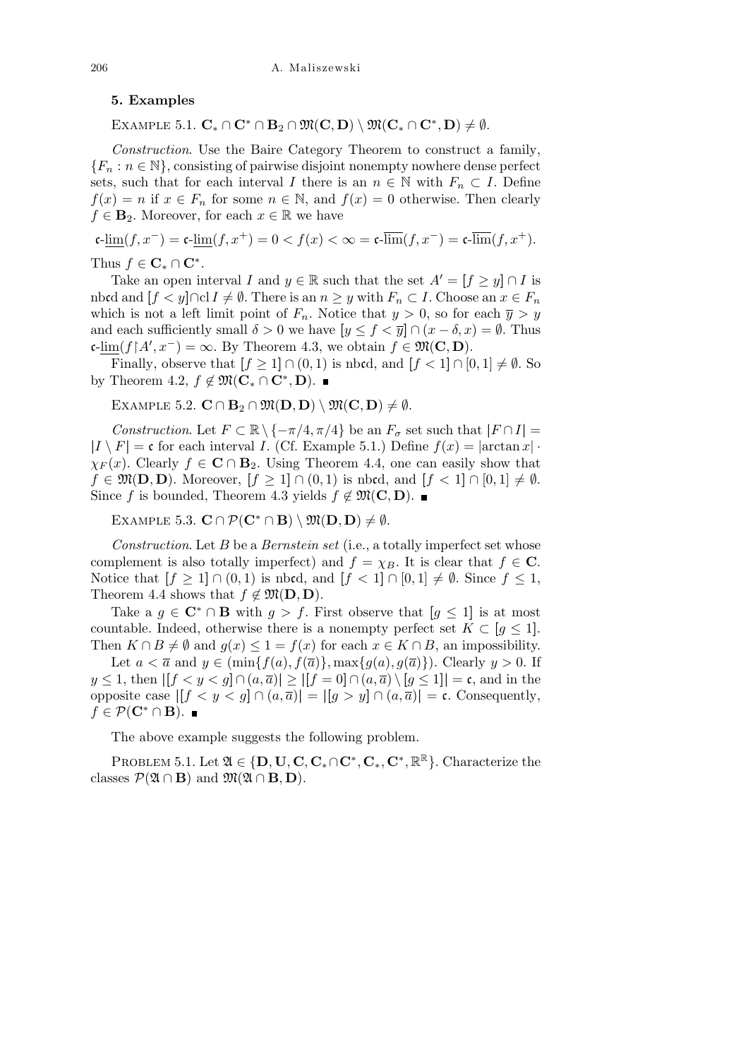### 5. Examples

EXAMPLE 5.1. $\mathbf{C}_* \cap \mathbf{C}^* \cap \mathbf{B}_2 \cap \mathfrak{M}(\mathbf{C}, \mathbf{D}) \setminus \mathfrak{M}(\mathbf{C}_* \cap \mathbf{C}^*, \mathbf{D}) \neq \emptyset$.

*Construction*. Use the Baire Category Theorem to construct a family, $\{F_n : n \in \mathbb{N}\}$, consisting of pairwise disjoint nonempty nowhere dense perfect sets, such that for each interval $I$ there is an $n \in \mathbb{N}$ with $F_n \subset I$. Define $f(x) = n$ if $x \in F_n$ for some $n \in \mathbb{N}$, and $f(x) = 0$ otherwise. Then clearly $f \in \mathbf{B}_2$. Moreover, for each $x \in \mathbb{R}$ we have

$$\mathfrak{c}\text{-}\underline{\lim}(f, x^-) = \mathfrak{c}\text{-}\underline{\lim}(f, x^+) = 0 < f(x) < \infty = \mathfrak{c}\text{-}\overline{\lim}(f, x^-) = \mathfrak{c}\text{-}\overline{\lim}(f, x^+).$$

Thus $f \in \mathbf{C}_* \cap \mathbf{C}^*$.

Take an open interval $I$ and $y \in \mathbb{R}$ such that the set $A' = [f \geq y] \cap I$ is nb$\mathfrak{c}$d and $[f < y] \cap \operatorname{cl} I \neq \emptyset$. There is an $n \geq y$ with $F_n \subset I$. Choose an $x \in F_n$ which is not a left limit point of $F_n$. Notice that $y > 0$, so for each $\overline{y} > y$ and each sufficiently small $\delta > 0$ we have $[y \leq f < \overline{y}] \cap (x - \delta, x) = \emptyset$. Thus $\mathfrak{c}\text{-}\underline{\lim}(f \restriction A', x^-) = \infty$. By Theorem 4.3, we obtain $f \in \mathfrak{M}(\mathbf{C}, \mathbf{D})$.

Finally, observe that $[f \geq 1] \cap (0, 1)$ is nb$\mathfrak{c}$d, and $[f < 1] \cap [0, 1] \neq \emptyset$. So by Theorem 4.2, $f \notin \mathfrak{M}(\mathbf{C}_* \cap \mathbf{C}^*, \mathbf{D})$. ∎

EXAMPLE 5.2. $\mathbf{C} \cap \mathbf{B}_2 \cap \mathfrak{M}(\mathbf{D}, \mathbf{D}) \setminus \mathfrak{M}(\mathbf{C}, \mathbf{D}) \neq \emptyset$.

*Construction*. Let $F \subset \mathbb{R} \setminus \{-\pi/4, \pi/4\}$ be an $F_\sigma$ set such that $|F \cap I| = |I \setminus F| = \mathfrak{c}$ for each interval $I$. (Cf. Example 5.1.) Define $f(x) = |\arctan x| \cdot \chi_F(x)$. Clearly $f \in \mathbf{C} \cap \mathbf{B}_2$. Using Theorem 4.4, one can easily show that $f \in \mathfrak{M}(\mathbf{D}, \mathbf{D})$. Moreover, $[f \geq 1] \cap (0, 1)$ is nb$\mathfrak{c}$d, and $[f < 1] \cap [0, 1] \neq \emptyset$. Since $f$ is bounded, Theorem 4.3 yields $f \notin \mathfrak{M}(\mathbf{C}, \mathbf{D})$. ∎

EXAMPLE 5.3. $\mathbf{C} \cap \mathcal{P}(\mathbf{C}^* \cap \mathbf{B}) \setminus \mathfrak{M}(\mathbf{D}, \mathbf{D}) \neq \emptyset$.

*Construction*. Let $B$ be a *Bernstein set* (i.e., a totally imperfect set whose complement is also totally imperfect) and $f = \chi_B$. It is clear that $f \in \mathbf{C}$. Notice that $[f \geq 1] \cap (0, 1)$ is nb$\mathfrak{c}$d, and $[f < 1] \cap [0, 1] \neq \emptyset$. Since $f \leq 1$, Theorem 4.4 shows that $f \notin \mathfrak{M}(\mathbf{D}, \mathbf{D})$.

Take a $g \in \mathbf{C}^* \cap \mathbf{B}$ with $g > f$. First observe that $[g \leq 1]$ is at most countable. Indeed, otherwise there is a nonempty perfect set $K \subset [g \leq 1]$. Then $K \cap B \neq \emptyset$ and $g(x) \leq 1 = f(x)$ for each $x \in K \cap B$, an impossibility.

Let $a < \overline{a}$ and $y \in (\min\{f(a), f(\overline{a})\}, \max\{g(a), g(\overline{a})\})$. Clearly $y > 0$. If $y \leq 1$, then $|[f < y < g] \cap (a, \overline{a})| \geq |[f = 0] \cap (a, \overline{a}) \setminus [g \leq 1]| = \mathfrak{c}$, and in the opposite case $|[f < y < g] \cap (a, \overline{a})| = |[g > y] \cap (a, \overline{a})| = \mathfrak{c}$. Consequently, $f \in \mathcal{P}(\mathbf{C}^* \cap \mathbf{B})$. ∎

The above example suggests the following problem.

PROBLEM 5.1. Let $\mathfrak{A} \in \{\mathbf{D}, \mathbf{U}, \mathbf{C}, \mathbf{C}_* \cap \mathbf{C}^*, \mathbf{C}_*, \mathbf{C}^*, \mathbb{R}^{\mathbb{R}}\}$. Characterize the classes $\mathcal{P}(\mathfrak{A} \cap \mathbf{B})$ and $\mathfrak{M}(\mathfrak{A} \cap \mathbf{B}, \mathbf{D})$.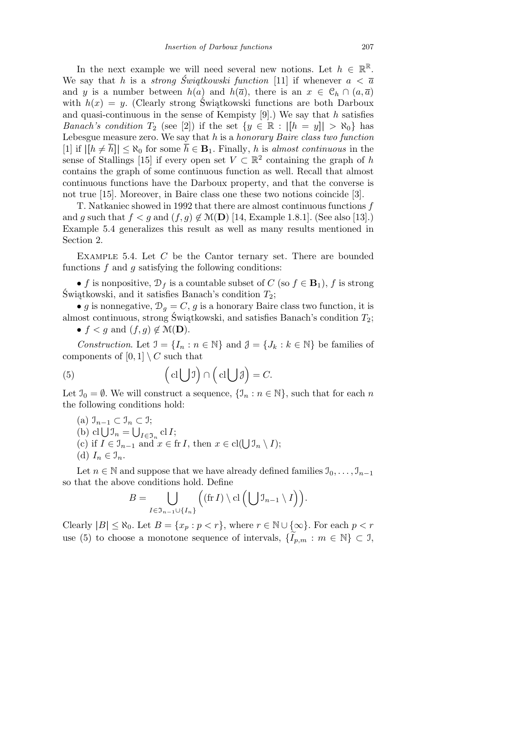In the next example we will need several new notions. Let $h \in \mathbb{R}^{\mathbb{R}}$. We say that $h$ is a *strong Świątkowski function* [11] if whenever $a < \overline{a}$ and $y$ is a number between $h(a)$ and $h(\overline{a})$, there is an $x \in \mathcal{C}_h \cap (a, \overline{a})$ with $h(x) = y$. (Clearly strong Świątkowski functions are both Darboux and quasi-continuous in the sense of Kempisty [9].) We say that $h$ satisfies *Banach's condition* $T_2$ (see [2]) if the set $\{y \in \mathbb{R} : |[h = y]| > \aleph_0\}$ has Lebesgue measure zero. We say that $h$ is a *honorary Baire class two function* [1] if $|[h \neq \overline{h}]| \leq \aleph_0$ for some $\overline{h} \in \mathbf{B}_1$. Finally, $h$ is *almost continuous* in the sense of Stallings [15] if every open set $V \subset \mathbb{R}^2$ containing the graph of $h$ contains the graph of some continuous function as well. Recall that almost continuous functions have the Darboux property, and that the converse is not true [15]. Moreover, in Baire class one these two notions coincide [3].

T. Natkaniec showed in 1992 that there are almost continuous functions $f$ and $g$ such that $f < g$ and $(f, g) \notin \mathcal{M}(\mathbf{D})$ [14, Example 1.8.1]. (See also [13].) Example 5.4 generalizes this result as well as many results mentioned in Section 2.

Example 5.4. Let $C$ be the Cantor ternary set. There are bounded functions $f$ and $g$ satisfying the following conditions:

- $f$ is nonpositive, $\mathcal{D}_f$ is a countable subset of $C$ (so $f \in \mathbf{B}_1$), $f$ is strong Świątkowski, and it satisfies Banach's condition $T_2$;
- $g$ is nonnegative, $\mathcal{D}_g = C$, $g$ is a honorary Baire class two function, it is almost continuous, strong Świątkowski, and satisfies Banach's condition $T_2$;
- $f < g$ and $(f, g) \notin \mathcal{M}(\mathbf{D})$.

*Construction*. Let $\mathcal{I} = \{I_n : n \in \mathbb{N}\}$ and $\mathcal{J} = \{J_k : k \in \mathbb{N}\}$ be families of components of $[0, 1] \setminus C$ such that

$$\Big(\operatorname{cl}\bigcup \mathcal{I}\Big) \cap \Big(\operatorname{cl}\bigcup \mathcal{J}\Big) = C. \tag{5}$$

Let $\mathcal{I}_0 = \emptyset$. We will construct a sequence, $\{\mathcal{I}_n : n \in \mathbb{N}\}$, such that for each $n$ the following conditions hold:

(a) $\mathcal{I}_{n-1} \subset \mathcal{I}_n \subset \mathcal{I}$;
(b) $\operatorname{cl}\bigcup \mathcal{I}_n = \bigcup_{I \in \mathcal{I}_n} \operatorname{cl} I$;
(c) if $I \in \mathcal{I}_{n-1}$ and $x \in \operatorname{fr} I$, then $x \in \operatorname{cl}(\bigcup \mathcal{I}_n \setminus I)$;
(d) $I_n \in \mathcal{I}_n$.

Let $n \in \mathbb{N}$ and suppose that we have already defined families $\mathcal{I}_0, \ldots, \mathcal{I}_{n-1}$ so that the above conditions hold. Define

$$B = \bigcup_{I \in \mathcal{I}_{n-1} \cup \{I_n\}} \Big((\operatorname{fr} I) \setminus \operatorname{cl}\Big(\bigcup \mathcal{I}_{n-1} \setminus I\Big)\Big).$$

Clearly $|B| \leq \aleph_0$. Let $B = \{x_p : p < r\}$, where $r \in \mathbb{N} \cup \{\infty\}$. For each $p < r$ use (5) to choose a monotone sequence of intervals, $\{\widetilde{I}_{p,m} : m \in \mathbb{N}\} \subset \mathcal{I}$,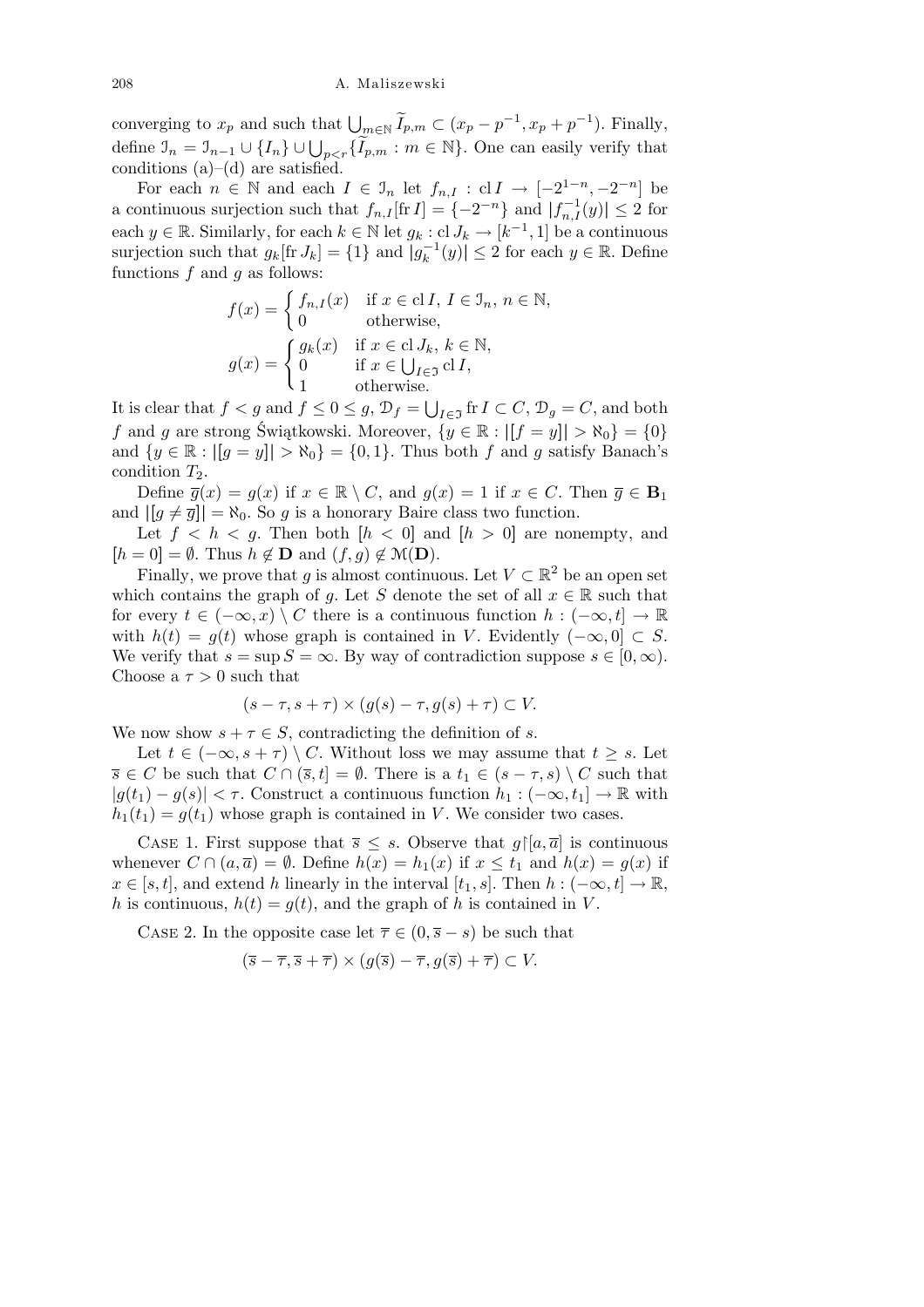converging to $x_p$ and such that $\bigcup_{m\in\mathbb{N}} \widetilde{I}_{p,m} \subset (x_p - p^{-1}, x_p + p^{-1})$. Finally, define $\mathcal{I}_n = \mathcal{I}_{n-1} \cup \{I_n\} \cup \bigcup_{p<r} \{\widetilde{I}_{p,m} : m \in \mathbb{N}\}$. One can easily verify that conditions (a)–(d) are satisfied.

For each $n \in \mathbb{N}$ and each $I \in \mathcal{I}_n$ let $f_{n,I} : \operatorname{cl} I \to [-2^{1-n}, -2^{-n}]$ be a continuous surjection such that $f_{n,I}[\operatorname{fr} I] = \{-2^{-n}\}$ and $|f_{n,I}^{-1}(y)| \le 2$ for each $y \in \mathbb{R}$. Similarly, for each $k \in \mathbb{N}$ let $g_k : \operatorname{cl} J_k \to [k^{-1}, 1]$ be a continuous surjection such that $g_k[\operatorname{fr} J_k] = \{1\}$ and $|g_k^{-1}(y)| \le 2$ for each $y \in \mathbb{R}$. Define functions $f$ and $g$ as follows:

$$f(x) = \begin{cases} f_{n,I}(x) & \text{if } x \in \operatorname{cl} I,\ I \in \mathcal{I}_n,\ n \in \mathbb{N}, \\ 0 & \text{otherwise,} \end{cases}$$

$$g(x) = \begin{cases} g_k(x) & \text{if } x \in \operatorname{cl} J_k,\ k \in \mathbb{N}, \\ 0 & \text{if } x \in \bigcup_{I\in\mathfrak{I}} \operatorname{cl} I, \\ 1 & \text{otherwise.} \end{cases}$$

It is clear that $f < g$ and $f \le 0 \le g$, $\mathcal{D}_f = \bigcup_{I\in\mathfrak{I}} \operatorname{fr} I \subset C$, $\mathcal{D}_g = C$, and both $f$ and $g$ are strong Świątkowski. Moreover, $\{y \in \mathbb{R} : |[f = y]| > \aleph_0\} = \{0\}$ and $\{y \in \mathbb{R} : |[g = y]| > \aleph_0\} = \{0, 1\}$. Thus both $f$ and $g$ satisfy Banach's condition $T_2$.

Define $\overline{g}(x) = g(x)$ if $x \in \mathbb{R} \setminus C$, and $\overline{g}(x) = 1$ if $x \in C$. Then $\overline{g} \in \mathbf{B}_1$ and $|[g \ne \overline{g}]| = \aleph_0$. So $g$ is a honorary Baire class two function.

Let $f < h < g$. Then both $[h < 0]$ and $[h > 0]$ are nonempty, and $[h = 0] = \emptyset$. Thus $h \notin \mathbf{D}$ and $(f, g) \notin \mathcal{M}(\mathbf{D})$.

Finally, we prove that $g$ is almost continuous. Let $V \subset \mathbb{R}^2$ be an open set which contains the graph of $g$. Let $S$ denote the set of all $x \in \mathbb{R}$ such that for every $t \in (-\infty, x) \setminus C$ there is a continuous function $h : (-\infty, t] \to \mathbb{R}$ with $h(t) = g(t)$ whose graph is contained in $V$. Evidently $(-\infty, 0] \subset S$. We verify that $s = \sup S = \infty$. By way of contradiction suppose $s \in [0, \infty)$. Choose a $\tau > 0$ such that

$$(s - \tau, s + \tau) \times (g(s) - \tau, g(s) + \tau) \subset V.$$

We now show $s + \tau \in S$, contradicting the definition of $s$.

Let $t \in (-\infty, s + \tau) \setminus C$. Without loss we may assume that $t \ge s$. Let $\overline{s} \in C$ be such that $C \cap (\overline{s}, t] = \emptyset$. There is a $t_1 \in (s - \tau, s) \setminus C$ such that $|g(t_1) - g(s)| < \tau$. Construct a continuous function $h_1 : (-\infty, t_1] \to \mathbb{R}$ with $h_1(t_1) = g(t_1)$ whose graph is contained in $V$. We consider two cases.

Case 1. First suppose that $\overline{s} \le s$. Observe that $g \restriction [a, \overline{a}]$ is continuous whenever $C \cap (a, \overline{a}) = \emptyset$. Define $h(x) = h_1(x)$ if $x \le t_1$ and $h(x) = g(x)$ if $x \in [s, t]$, and extend $h$ linearly in the interval $[t_1, s]$. Then $h : (-\infty, t] \to \mathbb{R}$, $h$ is continuous, $h(t) = g(t)$, and the graph of $h$ is contained in $V$.

Case 2. In the opposite case let $\overline{\tau} \in (0, \overline{s} - s)$ be such that

$$(\overline{s} - \overline{\tau}, \overline{s} + \overline{\tau}) \times (g(\overline{s}) - \overline{\tau}, g(\overline{s}) + \overline{\tau}) \subset V.$$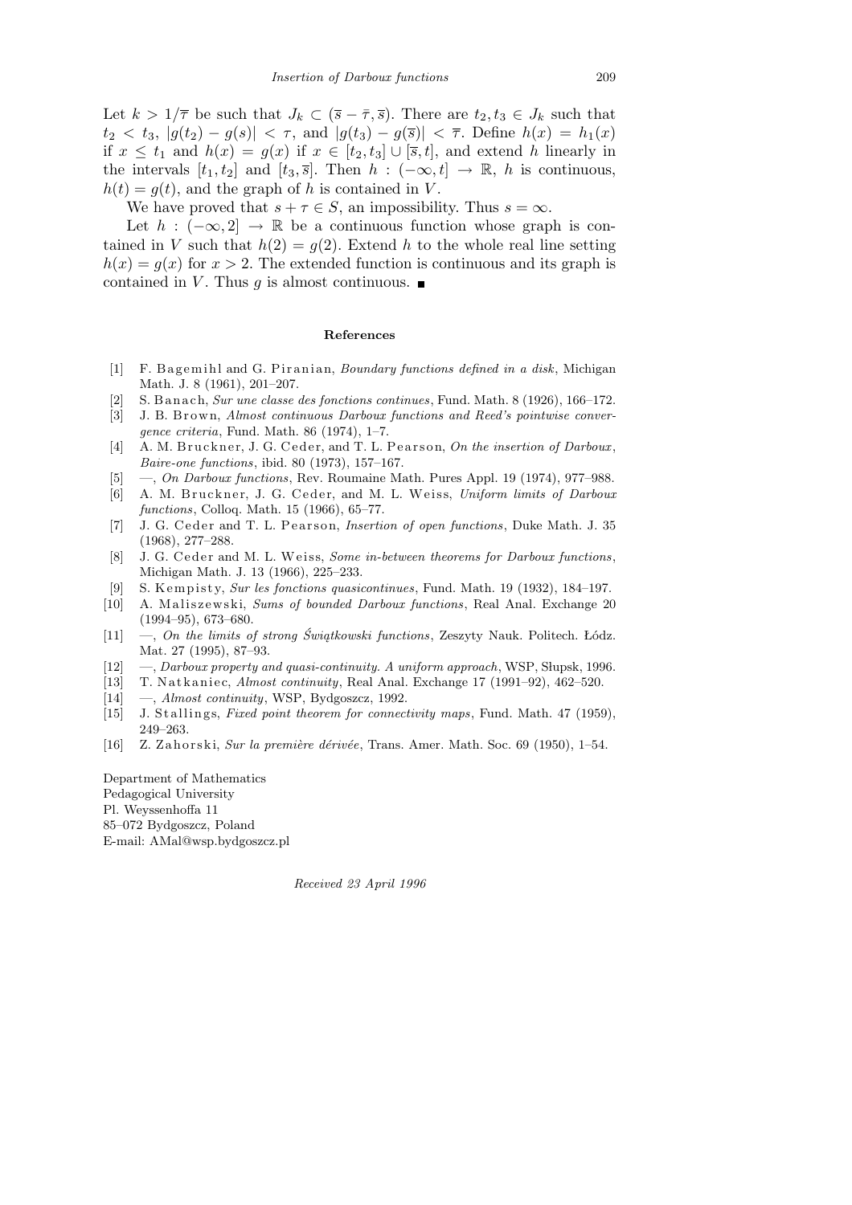Let $k > 1/\overline{\tau}$ be such that $J_k \subset (\overline{s} - \bar{\tau}, \overline{s})$. There are $t_2, t_3 \in J_k$ such that $t_2 < t_3$, $|g(t_2) - g(s)| < \tau$, and $|g(t_3) - g(\overline{s})| < \overline{\tau}$. Define $h(x) = h_1(x)$ if $x \leq t_1$ and $h(x) = g(x)$ if $x \in [t_2, t_3] \cup [\overline{s}, t]$, and extend $h$ linearly in the intervals $[t_1, t_2]$ and $[t_3, \overline{s}]$. Then $h : (-\infty, t] \to \mathbb{R}$, $h$ is continuous, $h(t) = g(t)$, and the graph of $h$ is contained in $V$.

We have proved that $s + \tau \in S$, an impossibility. Thus $s = \infty$.

Let $h : (-\infty, 2] \to \mathbb{R}$ be a continuous function whose graph is contained in $V$ such that $h(2) = g(2)$. Extend $h$ to the whole real line setting $h(x) = g(x)$ for $x > 2$. The extended function is continuous and its graph is contained in $V$. Thus $g$ is almost continuous. ∎

## References

[1] F. Bagemihl and G. Piranian, *Boundary functions defined in a disk*, Michigan Math. J. 8 (1961), 201–207.

[2] S. Banach, *Sur une classe des fonctions continues*, Fund. Math. 8 (1926), 166–172.

[3] J. B. Brown, *Almost continuous Darboux functions and Reed's pointwise convergence criteria*, Fund. Math. 86 (1974), 1–7.

[4] A. M. Bruckner, J. G. Ceder, and T. L. Pearson, *On the insertion of Darboux, Baire-one functions*, ibid. 80 (1973), 157–167.

[5] —, *On Darboux functions*, Rev. Roumaine Math. Pures Appl. 19 (1974), 977–988.

[6] A. M. Bruckner, J. G. Ceder, and M. L. Weiss, *Uniform limits of Darboux functions*, Colloq. Math. 15 (1966), 65–77.

[7] J. G. Ceder and T. L. Pearson, *Insertion of open functions*, Duke Math. J. 35 (1968), 277–288.

[8] J. G. Ceder and M. L. Weiss, *Some in-between theorems for Darboux functions*, Michigan Math. J. 13 (1966), 225–233.

[9] S. Kempisty, *Sur les fonctions quasicontinues*, Fund. Math. 19 (1932), 184–197.

[10] A. Maliszewski, *Sums of bounded Darboux functions*, Real Anal. Exchange 20 (1994–95), 673–680.

[11] —, *On the limits of strong Świątkowski functions*, Zeszyty Nauk. Politech. Łódz. Mat. 27 (1995), 87–93.

[12] —, *Darboux property and quasi-continuity. A uniform approach*, WSP, Słupsk, 1996.

[13] T. Natkaniec, *Almost continuity*, Real Anal. Exchange 17 (1991–92), 462–520.

[14] —, *Almost continuity*, WSP, Bydgoszcz, 1992.

[15] J. Stallings, *Fixed point theorem for connectivity maps*, Fund. Math. 47 (1959), 249–263.

[16] Z. Zahorski, *Sur la première dérivée*, Trans. Amer. Math. Soc. 69 (1950), 1–54.

Department of Mathematics
Pedagogical University
Pl. Weyssenhoffa 11
85–072 Bydgoszcz, Poland
E-mail: AMal@wsp.bydgoszcz.pl

*Received 23 April 1996*